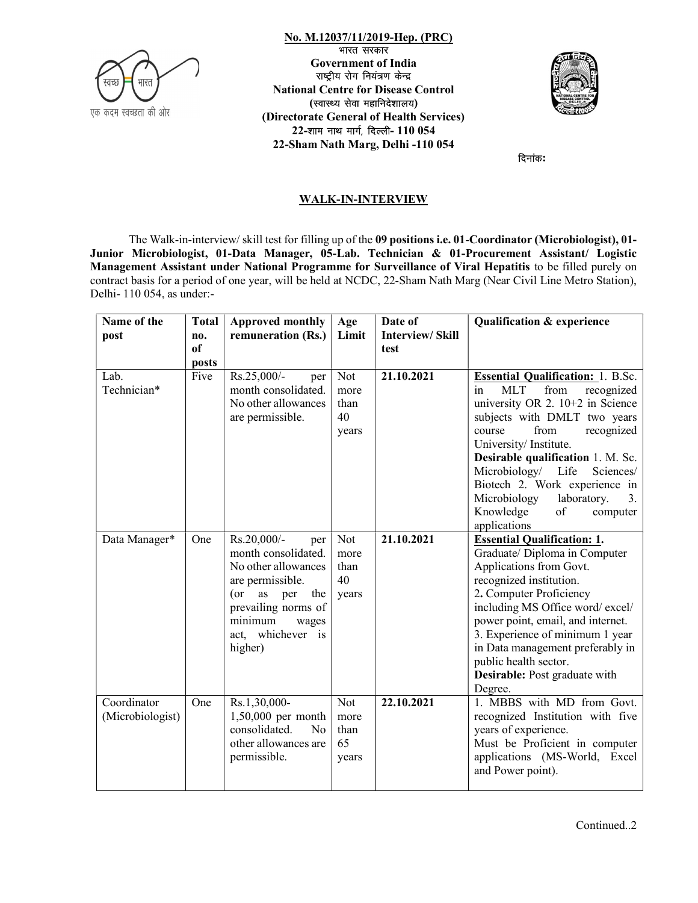**No. M.12037/11/2019-Hep. (PRC)**

भारत सरकार

**Government of India**

राष्ट्रीय रोग नियंत्रण केन्द्र

**National Centre for Disease Control**

(स्वास्थ्य सेवा महानिदेशालय)

**(Directorate General of Health Services)**

22-शाम नाथ मार्ग, दिल्ली- 110 054

**22-Sham Nath Marg, Delhi -110 054**

दिनांक:

## WALK-IN-INTERVIEW

The Walk-in-interview/ skill test for filling up of the **09 positions i.e. 01-Coordinator (Microbiologist), 01-Junior Microbiologist, 01-Data Manager, 05-Lab. Technician & 01-Procurement Assistant/ Logistic Management Assistant under National Programme for Surveillance of Viral Hepatitis** to be filled purely on contract basis for a period of one year, will be held at NCDC, 22-Sham Nath Marg (Near Civil Line Metro Station), Delhi- 110 054, as under:-

| Name of the post | Total no. of posts | Approved monthly remuneration (Rs.) | Age Limit | Date of Interview/ Skill test | Qualification & experience |
|---|---|---|---|---|---|
| Lab. Technician* | Five | Rs.25,000/- per month consolidated. No other allowances are permissible. | Not more than 40 years | **21.10.2021** | **Essential Qualification:** 1. B.Sc. in MLT from recognized university OR 2. 10+2 in Science subjects with DMLT two years course from recognized University/ Institute. **Desirable qualification** 1. M. Sc. Microbiology/ Life Sciences/ Biotech 2. Work experience in Microbiology laboratory. 3. Knowledge of computer applications |
| Data Manager* | One | Rs.20,000/- per month consolidated. No other allowances are permissible. (or as per the prevailing norms of minimum wages act, whichever is higher) | Not more than 40 years | **21.10.2021** | **Essential Qualification: 1.** Graduate/ Diploma in Computer Applications from Govt. recognized institution. 2. Computer Proficiency including MS Office word/ excel/ power point, email, and internet. 3. Experience of minimum 1 year in Data management preferably in public health sector. **Desirable:** Post graduate with Degree. |
| Coordinator (Microbiologist) | One | Rs.1,30,000-1,50,000 per month consolidated. No other allowances are permissible. | Not more than 65 years | **22.10.2021** | 1. MBBS with MD from Govt. recognized Institution with five years of experience. Must be Proficient in computer applications (MS-World, Excel and Power point). |

Continued..2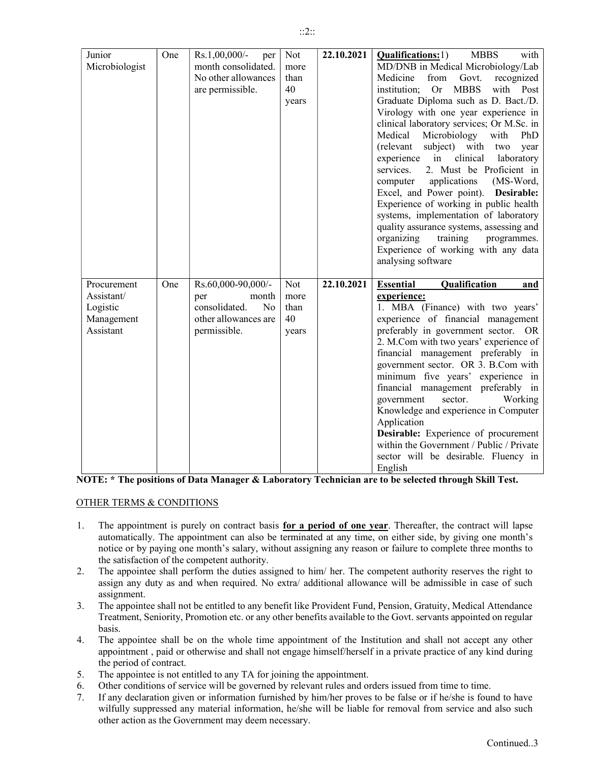| Junior Microbiologist | One | Rs.1,00,000/- per month consolidated. No other allowances are permissible. | Not more than 40 years | 22.10.2021 | **Qualifications:** 1) MBBS with MD/DNB in Medical Microbiology/Lab Medicine from Govt. recognized institution; Or MBBS with Post Graduate Diploma such as D. Bact./D. Virology with one year experience in clinical laboratory services; Or M.Sc. in Medical Microbiology with PhD (relevant subject) with two year experience in clinical laboratory services. 2. Must be Proficient in computer applications (MS-Word, Excel, and Power point). **Desirable:** Experience of working in public health systems, implementation of laboratory quality assurance systems, assessing and organizing training programmes. Experience of working with any data analysing software |
|---|---|---|---|---|---|
| Procurement Assistant/ Logistic Management Assistant | One | Rs.60,000-90,000/- per month consolidated. No other allowances are permissible. | Not more than 40 years | 22.10.2021 | **Essential Qualification and experience:** 1. MBA (Finance) with two years' experience of financial management preferably in government sector. OR 2. M.Com with two years' experience of financial management preferably in government sector. OR 3. B.Com with minimum five years' experience in financial management preferably in government sector. Working Knowledge and experience in Computer Application **Desirable:** Experience of procurement within the Government / Public / Private sector will be desirable. Fluency in English |

**NOTE: * The positions of Data Manager & Laboratory Technician are to be selected through Skill Test.**

OTHER TERMS & CONDITIONS

1. The appointment is purely on contract basis **for a period of one year**. Thereafter, the contract will lapse automatically. The appointment can also be terminated at any time, on either side, by giving one month's notice or by paying one month's salary, without assigning any reason or failure to complete three months to the satisfaction of the competent authority.
2. The appointee shall perform the duties assigned to him/ her. The competent authority reserves the right to assign any duty as and when required. No extra/ additional allowance will be admissible in case of such assignment.
3. The appointee shall not be entitled to any benefit like Provident Fund, Pension, Gratuity, Medical Attendance Treatment, Seniority, Promotion etc. or any other benefits available to the Govt. servants appointed on regular basis.
4. The appointee shall be on the whole time appointment of the Institution and shall not accept any other appointment , paid or otherwise and shall not engage himself/herself in a private practice of any kind during the period of contract.
5. The appointee is not entitled to any TA for joining the appointment.
6. Other conditions of service will be governed by relevant rules and orders issued from time to time.
7. If any declaration given or information furnished by him/her proves to be false or if he/she is found to have wilfully suppressed any material information, he/she will be liable for removal from service and also such other action as the Government may deem necessary.

Continued..3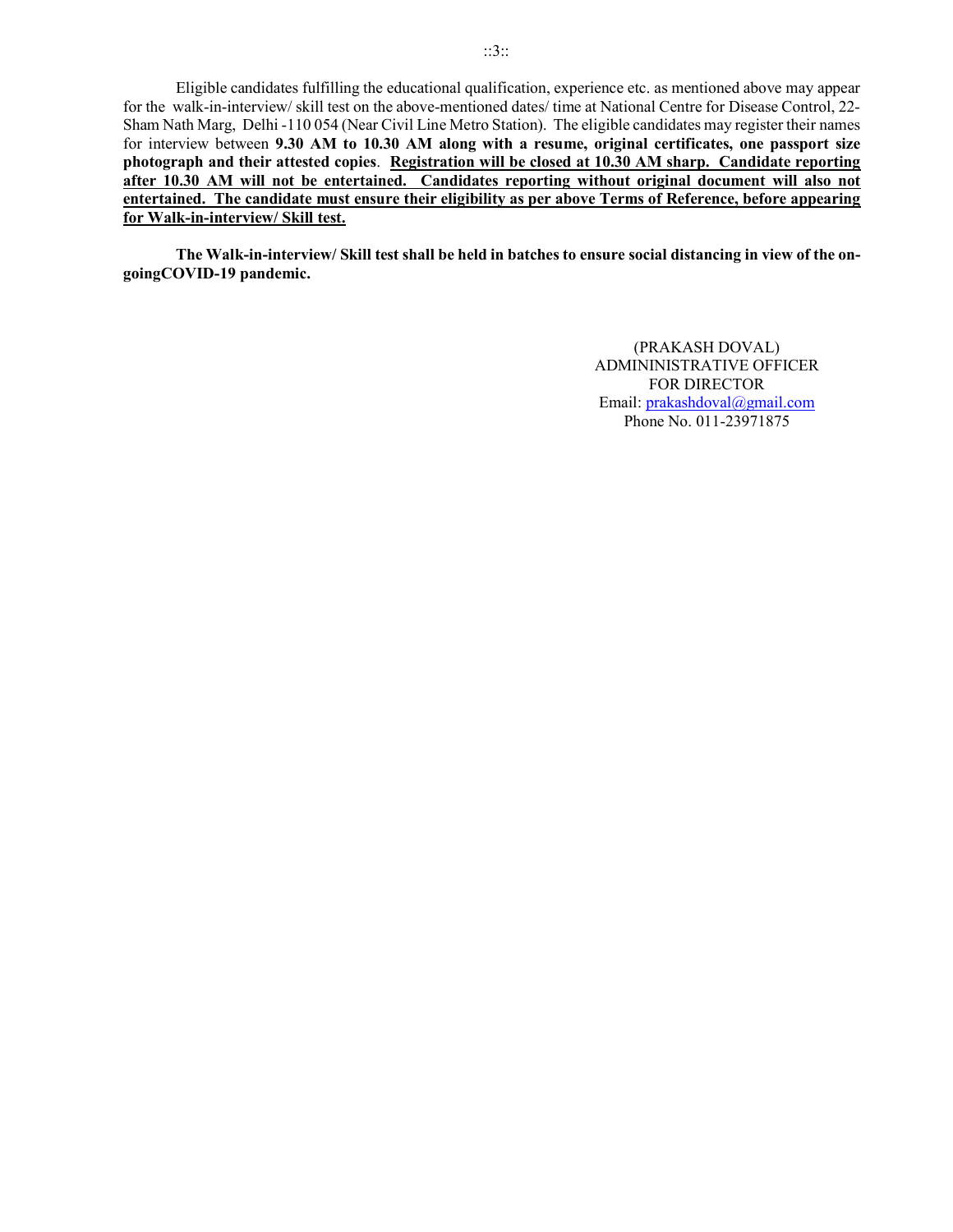Eligible candidates fulfilling the educational qualification, experience etc. as mentioned above may appear for the walk-in-interview/ skill test on the above-mentioned dates/ time at National Centre for Disease Control, 22-Sham Nath Marg, Delhi -110 054 (Near Civil Line Metro Station). The eligible candidates may register their names for interview between **9.30 AM to 10.30 AM along with a resume, original certificates, one passport size photograph and their attested copies**. <u>**Registration will be closed at 10.30 AM sharp. Candidate reporting after 10.30 AM will not be entertained. Candidates reporting without original document will also not entertained. The candidate must ensure their eligibility as per above Terms of Reference, before appearing for Walk-in-interview/ Skill test.**</u>

**The Walk-in-interview/ Skill test shall be held in batches to ensure social distancing in view of the on-goingCOVID-19 pandemic.**

(PRAKASH DOVAL)
ADMININISTRATIVE OFFICER
FOR DIRECTOR
Email: prakashdoval@gmail.com
Phone No. 011-23971875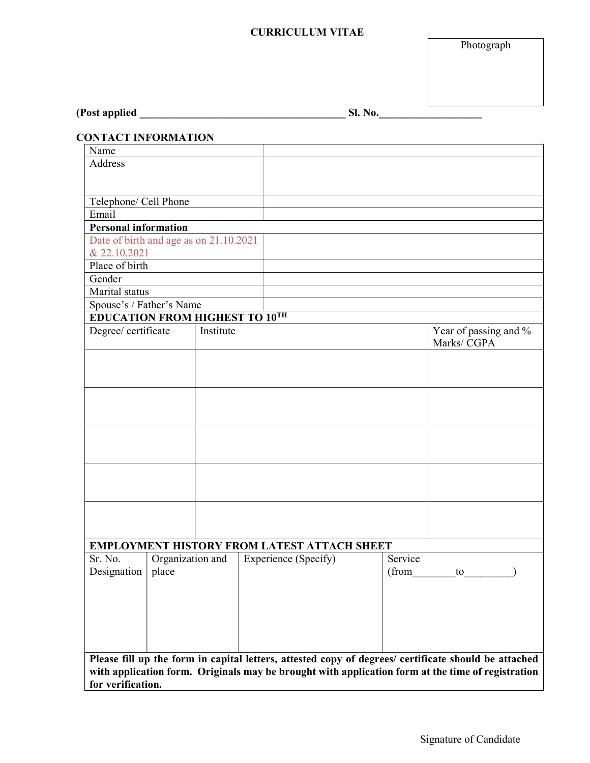# CURRICULUM VITAE

Photograph

**(Post applied \_\_\_\_\_\_\_\_\_\_\_\_\_\_\_\_\_\_\_\_\_\_\_\_\_\_\_\_\_\_\_\_\_\_\_\_\_\_\_ Sl. No.\_\_\_\_\_\_\_\_\_\_\_\_\_\_\_\_\_\_\_\_**

## CONTACT INFORMATION

| | |
|---|---|
| Name | |
| Address | |
| Telephone/ Cell Phone | |
| Email | |
| **Personal information** | |
| Date of birth and age as on 21.10.2021 & 22.10.2021 | |
| Place of birth | |
| Gender | |
| Marital status | |
| Spouse's / Father's Name | |

**EDUCATION FROM HIGHEST TO 10TH**

| Degree/ certificate | Institute | Year of passing and % Marks/ CGPA |
|---|---|---|
| | | |
| | | |
| | | |
| | | |
| | | |

**EMPLOYMENT HISTORY FROM LATEST ATTACH SHEET**

| Sr. No. Designation | Organization and place | Experience (Specify) | Service (from\_\_\_\_\_\_\_\_to\_\_\_\_\_\_\_\_\_) |
|---|---|---|---|
| | | | |

**Please fill up the form in capital letters, attested copy of degrees/ certificate should be attached with application form. Originals may be brought with application form at the time of registration for verification.**

Signature of Candidate